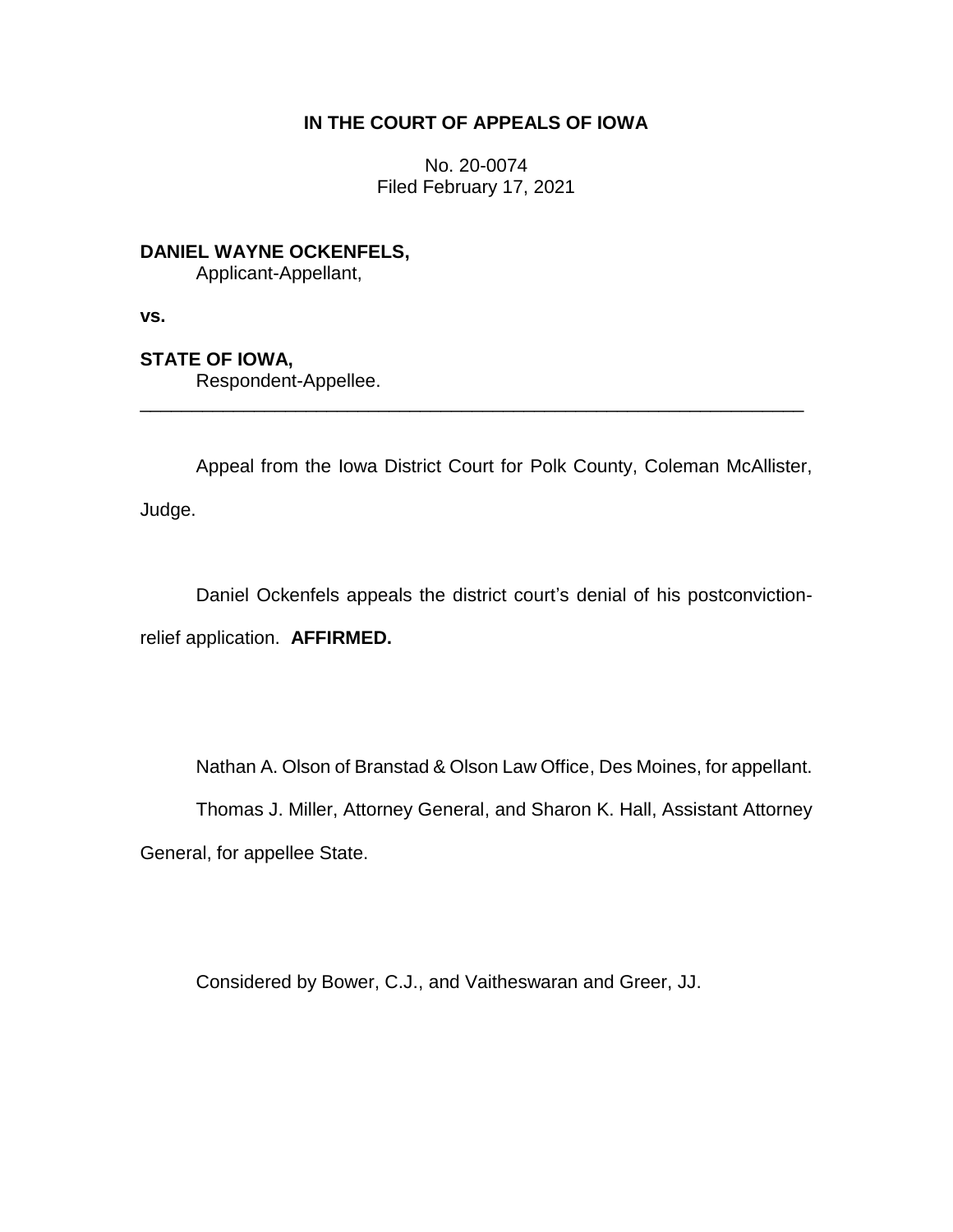# IN THE COURT OF APPEALS OF IOWA

No. 20-0074
Filed February 17, 2021

**DANIEL WAYNE OCKENFELS,**
Applicant-Appellant,

**vs.**

**STATE OF IOWA,**
Respondent-Appellee.

---

Appeal from the Iowa District Court for Polk County, Coleman McAllister, Judge.

Daniel Ockenfels appeals the district court's denial of his postconviction-relief application. **AFFIRMED.**

Nathan A. Olson of Branstad & Olson Law Office, Des Moines, for appellant.

Thomas J. Miller, Attorney General, and Sharon K. Hall, Assistant Attorney General, for appellee State.

Considered by Bower, C.J., and Vaitheswaran and Greer, JJ.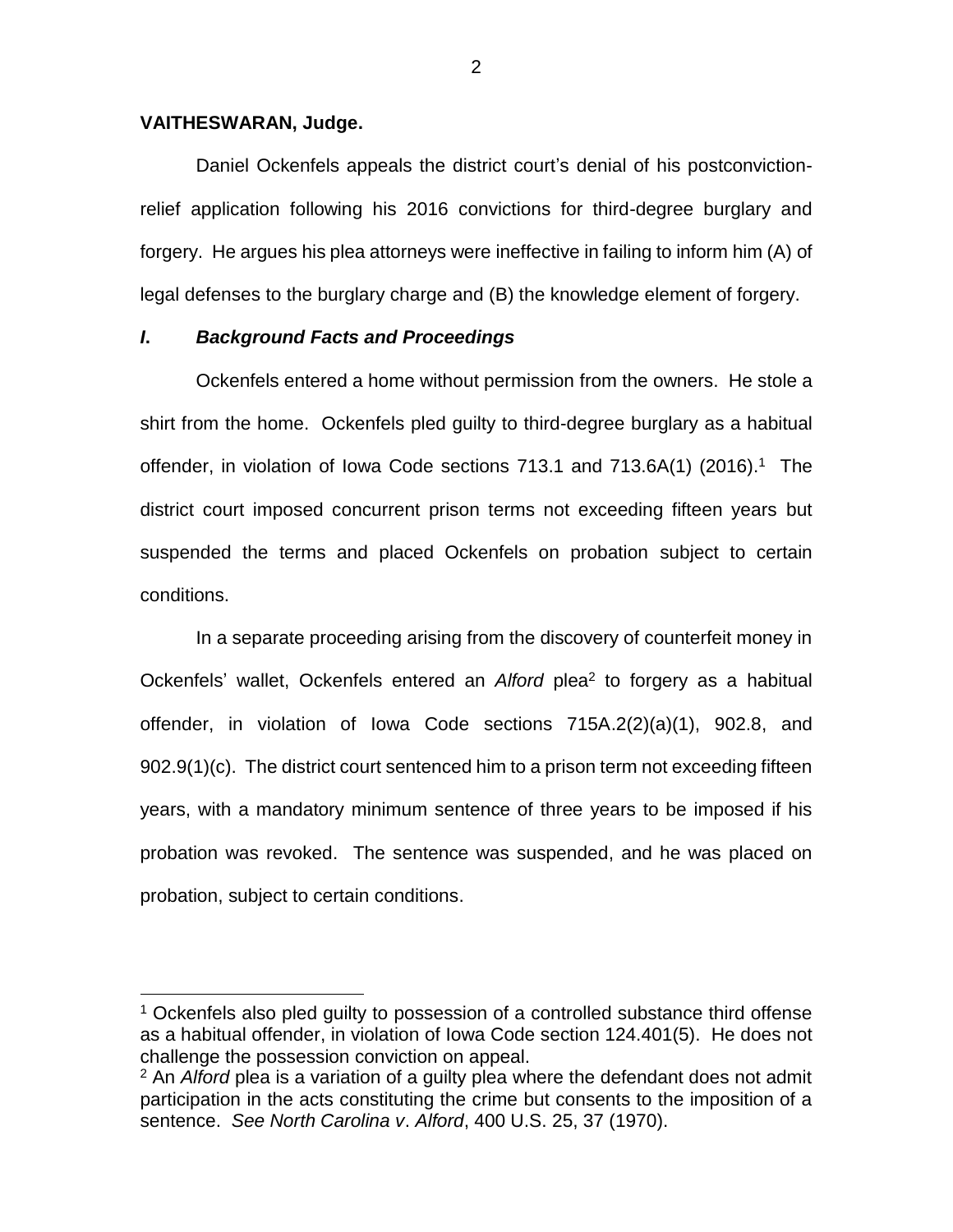**VAITHESWARAN, Judge.**

Daniel Ockenfels appeals the district court's denial of his postconviction-relief application following his 2016 convictions for third-degree burglary and forgery. He argues his plea attorneys were ineffective in failing to inform him (A) of legal defenses to the burglary charge and (B) the knowledge element of forgery.

### *I. Background Facts and Proceedings*

Ockenfels entered a home without permission from the owners. He stole a shirt from the home. Ockenfels pled guilty to third-degree burglary as a habitual offender, in violation of Iowa Code sections 713.1 and 713.6A(1) (2016).[1] The district court imposed concurrent prison terms not exceeding fifteen years but suspended the terms and placed Ockenfels on probation subject to certain conditions.

In a separate proceeding arising from the discovery of counterfeit money in Ockenfels' wallet, Ockenfels entered an *Alford* plea[2] to forgery as a habitual offender, in violation of Iowa Code sections 715A.2(2)(a)(1), 902.8, and 902.9(1)(c). The district court sentenced him to a prison term not exceeding fifteen years, with a mandatory minimum sentence of three years to be imposed if his probation was revoked. The sentence was suspended, and he was placed on probation, subject to certain conditions.

---

[1] Ockenfels also pled guilty to possession of a controlled substance third offense as a habitual offender, in violation of Iowa Code section 124.401(5). He does not challenge the possession conviction on appeal.

[2] An *Alford* plea is a variation of a guilty plea where the defendant does not admit participation in the acts constituting the crime but consents to the imposition of a sentence. *See North Carolina v. Alford*, 400 U.S. 25, 37 (1970).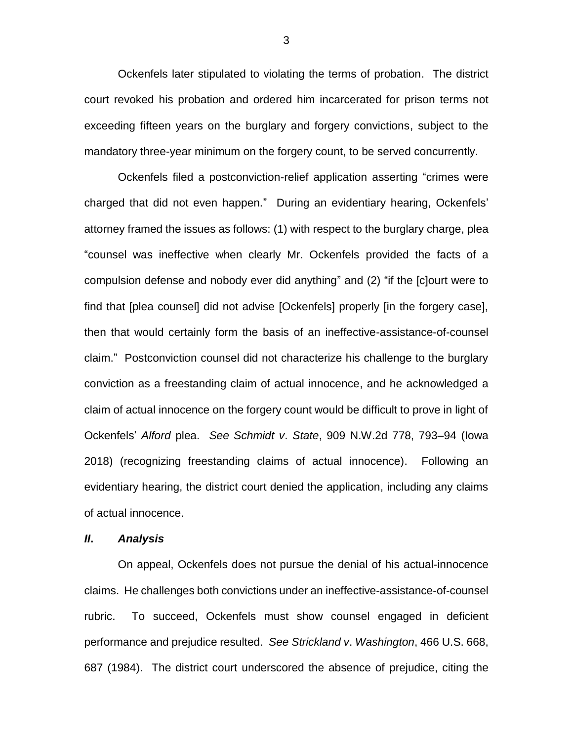Ockenfels later stipulated to violating the terms of probation. The district court revoked his probation and ordered him incarcerated for prison terms not exceeding fifteen years on the burglary and forgery convictions, subject to the mandatory three-year minimum on the forgery count, to be served concurrently.

Ockenfels filed a postconviction-relief application asserting "crimes were charged that did not even happen." During an evidentiary hearing, Ockenfels' attorney framed the issues as follows: (1) with respect to the burglary charge, plea "counsel was ineffective when clearly Mr. Ockenfels provided the facts of a compulsion defense and nobody ever did anything" and (2) "if the [c]ourt were to find that [plea counsel] did not advise [Ockenfels] properly [in the forgery case], then that would certainly form the basis of an ineffective-assistance-of-counsel claim." Postconviction counsel did not characterize his challenge to the burglary conviction as a freestanding claim of actual innocence, and he acknowledged a claim of actual innocence on the forgery count would be difficult to prove in light of Ockenfels' *Alford* plea. *See Schmidt v. State*, 909 N.W.2d 778, 793–94 (Iowa 2018) (recognizing freestanding claims of actual innocence). Following an evidentiary hearing, the district court denied the application, including any claims of actual innocence.

## *II. Analysis*

On appeal, Ockenfels does not pursue the denial of his actual-innocence claims. He challenges both convictions under an ineffective-assistance-of-counsel rubric. To succeed, Ockenfels must show counsel engaged in deficient performance and prejudice resulted. *See Strickland v. Washington*, 466 U.S. 668, 687 (1984). The district court underscored the absence of prejudice, citing the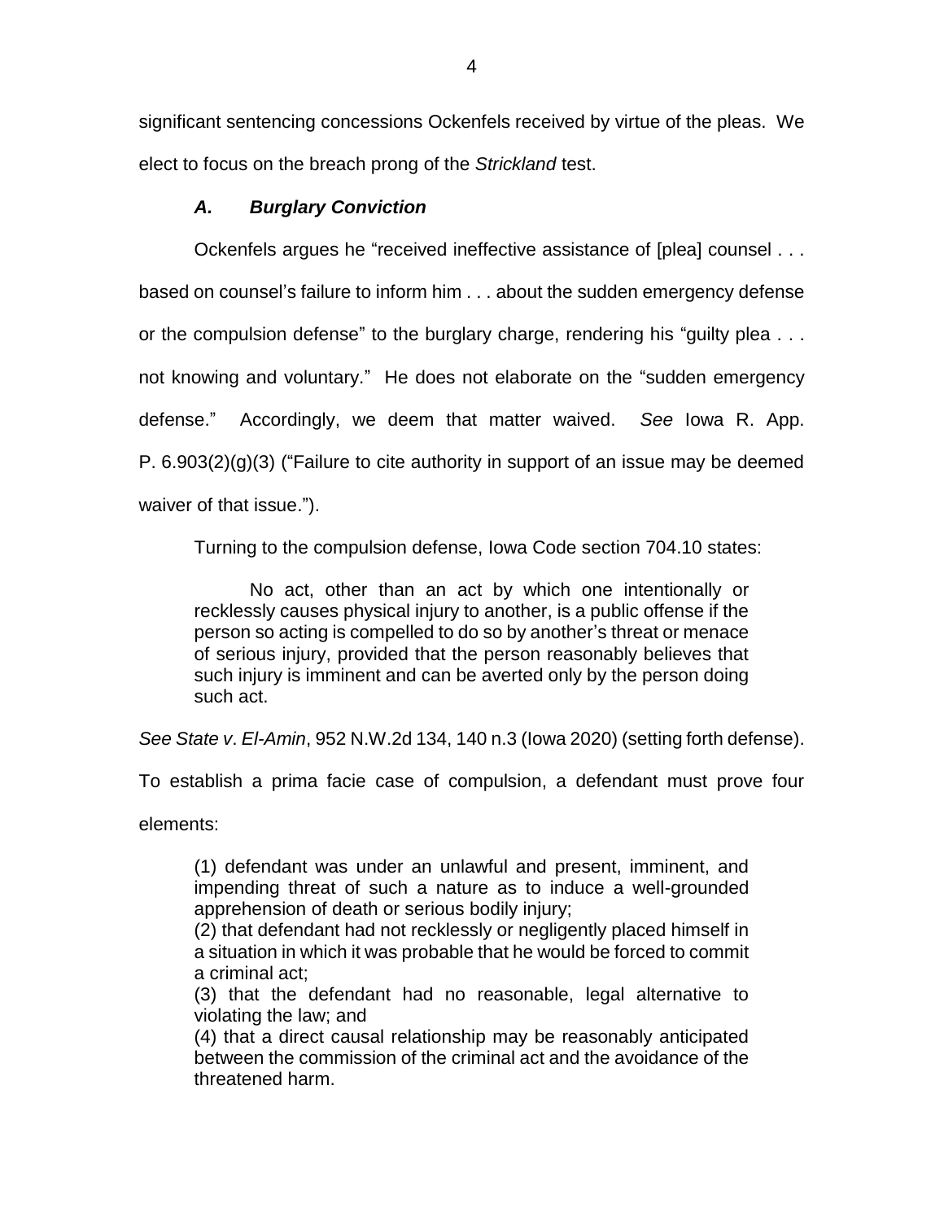significant sentencing concessions Ockenfels received by virtue of the pleas. We elect to focus on the breach prong of the *Strickland* test.

### *A. Burglary Conviction*

Ockenfels argues he "received ineffective assistance of [plea] counsel . . . based on counsel's failure to inform him . . . about the sudden emergency defense or the compulsion defense" to the burglary charge, rendering his "guilty plea . . . not knowing and voluntary." He does not elaborate on the "sudden emergency defense." Accordingly, we deem that matter waived. *See* Iowa R. App. P. 6.903(2)(g)(3) ("Failure to cite authority in support of an issue may be deemed waiver of that issue.").

Turning to the compulsion defense, Iowa Code section 704.10 states:

> No act, other than an act by which one intentionally or recklessly causes physical injury to another, is a public offense if the person so acting is compelled to do so by another's threat or menace of serious injury, provided that the person reasonably believes that such injury is imminent and can be averted only by the person doing such act.

*See State v. El-Amin*, 952 N.W.2d 134, 140 n.3 (Iowa 2020) (setting forth defense). To establish a prima facie case of compulsion, a defendant must prove four elements:

> (1) defendant was under an unlawful and present, imminent, and impending threat of such a nature as to induce a well-grounded apprehension of death or serious bodily injury;
> (2) that defendant had not recklessly or negligently placed himself in a situation in which it was probable that he would be forced to commit a criminal act;
> (3) that the defendant had no reasonable, legal alternative to violating the law; and
> (4) that a direct causal relationship may be reasonably anticipated between the commission of the criminal act and the avoidance of the threatened harm.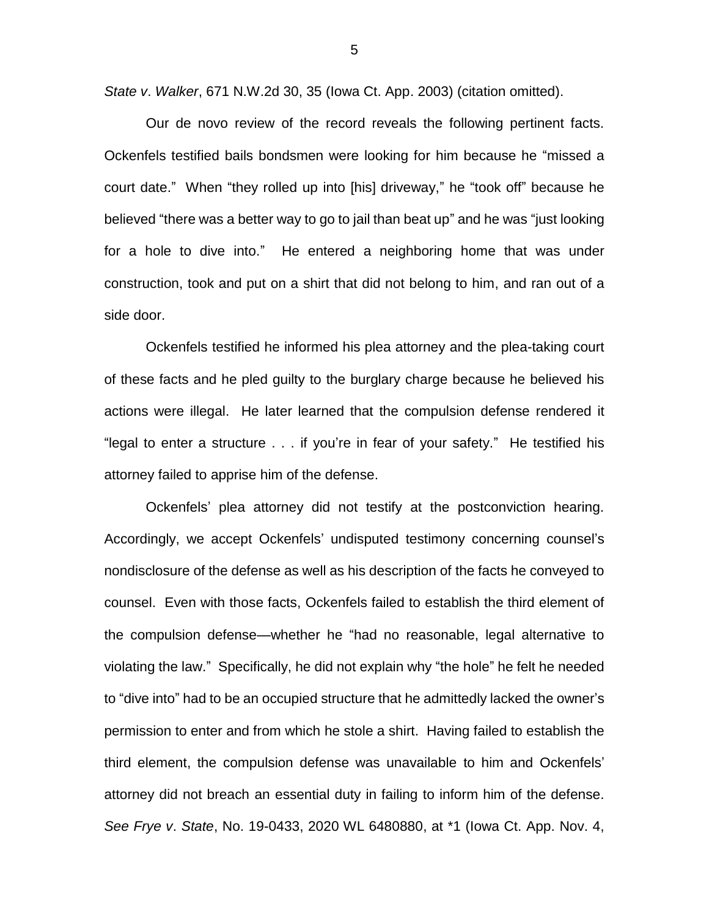*State v*. *Walker*, 671 N.W.2d 30, 35 (Iowa Ct. App. 2003) (citation omitted).

Our de novo review of the record reveals the following pertinent facts. Ockenfels testified bails bondsmen were looking for him because he "missed a court date." When "they rolled up into [his] driveway," he "took off" because he believed "there was a better way to go to jail than beat up" and he was "just looking for a hole to dive into." He entered a neighboring home that was under construction, took and put on a shirt that did not belong to him, and ran out of a side door.

Ockenfels testified he informed his plea attorney and the plea-taking court of these facts and he pled guilty to the burglary charge because he believed his actions were illegal. He later learned that the compulsion defense rendered it "legal to enter a structure . . . if you're in fear of your safety." He testified his attorney failed to apprise him of the defense.

Ockenfels' plea attorney did not testify at the postconviction hearing. Accordingly, we accept Ockenfels' undisputed testimony concerning counsel's nondisclosure of the defense as well as his description of the facts he conveyed to counsel. Even with those facts, Ockenfels failed to establish the third element of the compulsion defense—whether he "had no reasonable, legal alternative to violating the law." Specifically, he did not explain why "the hole" he felt he needed to "dive into" had to be an occupied structure that he admittedly lacked the owner's permission to enter and from which he stole a shirt. Having failed to establish the third element, the compulsion defense was unavailable to him and Ockenfels' attorney did not breach an essential duty in failing to inform him of the defense. *See Frye v*. *State*, No. 19-0433, 2020 WL 6480880, at *1 (Iowa Ct. App. Nov. 4,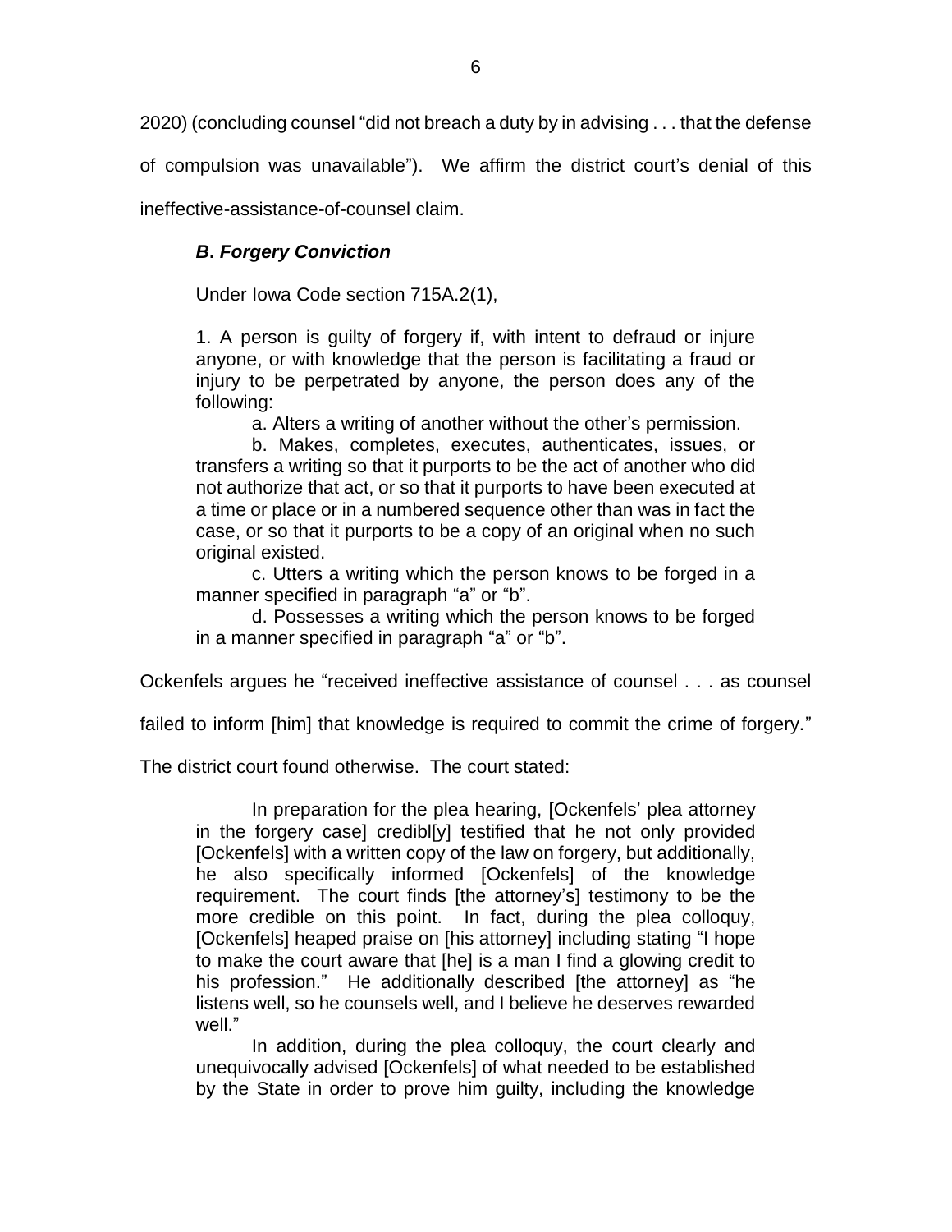2020) (concluding counsel "did not breach a duty by in advising . . . that the defense of compulsion was unavailable"). We affirm the district court's denial of this ineffective-assistance-of-counsel claim.

### ***B. Forgery Conviction***

Under Iowa Code section 715A.2(1),

> 1. A person is guilty of forgery if, with intent to defraud or injure anyone, or with knowledge that the person is facilitating a fraud or injury to be perpetrated by anyone, the person does any of the following:
>
> a. Alters a writing of another without the other's permission.
>
> b. Makes, completes, executes, authenticates, issues, or transfers a writing so that it purports to be the act of another who did not authorize that act, or so that it purports to have been executed at a time or place or in a numbered sequence other than was in fact the case, or so that it purports to be a copy of an original when no such original existed.
>
> c. Utters a writing which the person knows to be forged in a manner specified in paragraph "a" or "b".
>
> d. Possesses a writing which the person knows to be forged in a manner specified in paragraph "a" or "b".

Ockenfels argues he "received ineffective assistance of counsel . . . as counsel failed to inform [him] that knowledge is required to commit the crime of forgery." The district court found otherwise. The court stated:

> In preparation for the plea hearing, [Ockenfels' plea attorney in the forgery case] credibl[y] testified that he not only provided [Ockenfels] with a written copy of the law on forgery, but additionally, he also specifically informed [Ockenfels] of the knowledge requirement. The court finds [the attorney's] testimony to be the more credible on this point. In fact, during the plea colloquy, [Ockenfels] heaped praise on [his attorney] including stating "I hope to make the court aware that [he] is a man I find a glowing credit to his profession." He additionally described [the attorney] as "he listens well, so he counsels well, and I believe he deserves rewarded well."
>
> In addition, during the plea colloquy, the court clearly and unequivocally advised [Ockenfels] of what needed to be established by the State in order to prove him guilty, including the knowledge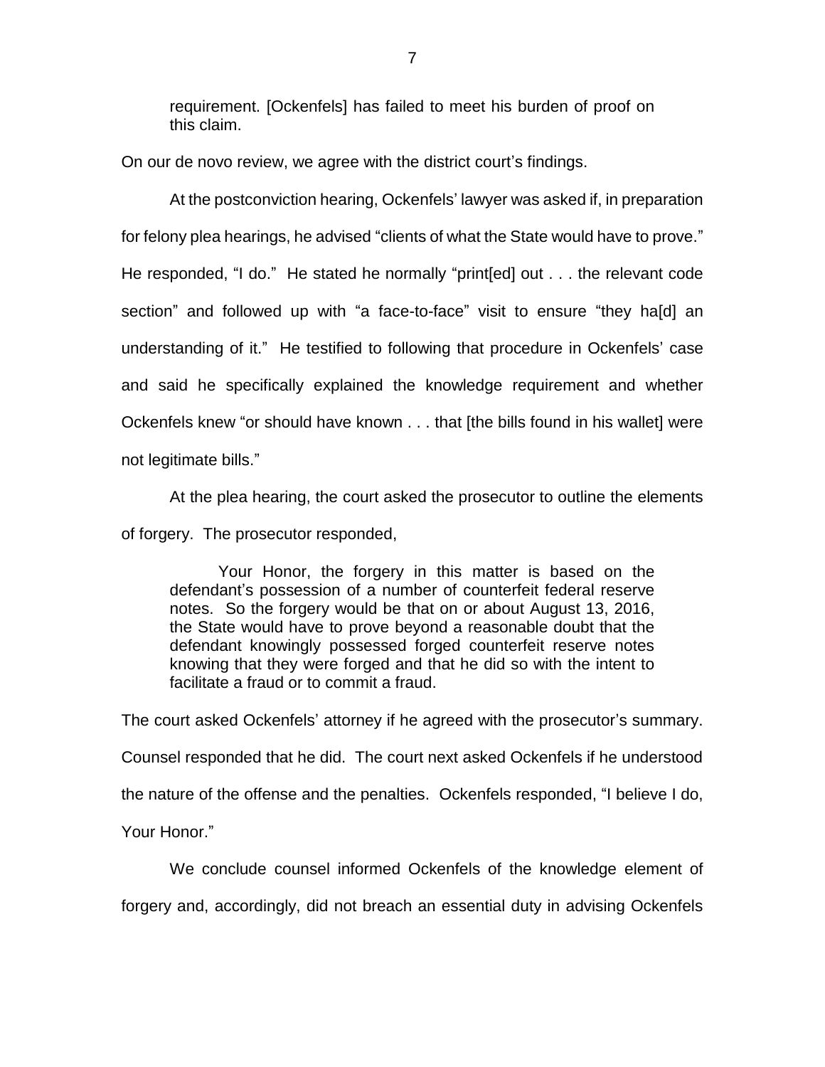> requirement. [Ockenfels] has failed to meet his burden of proof on this claim.

On our de novo review, we agree with the district court's findings.

At the postconviction hearing, Ockenfels' lawyer was asked if, in preparation for felony plea hearings, he advised "clients of what the State would have to prove." He responded, "I do." He stated he normally "print[ed] out . . . the relevant code section" and followed up with "a face-to-face" visit to ensure "they ha[d] an understanding of it." He testified to following that procedure in Ockenfels' case and said he specifically explained the knowledge requirement and whether Ockenfels knew "or should have known . . . that [the bills found in his wallet] were not legitimate bills."

At the plea hearing, the court asked the prosecutor to outline the elements of forgery. The prosecutor responded,

> Your Honor, the forgery in this matter is based on the defendant's possession of a number of counterfeit federal reserve notes. So the forgery would be that on or about August 13, 2016, the State would have to prove beyond a reasonable doubt that the defendant knowingly possessed forged counterfeit reserve notes knowing that they were forged and that he did so with the intent to facilitate a fraud or to commit a fraud.

The court asked Ockenfels' attorney if he agreed with the prosecutor's summary. Counsel responded that he did. The court next asked Ockenfels if he understood the nature of the offense and the penalties. Ockenfels responded, "I believe I do, Your Honor."

We conclude counsel informed Ockenfels of the knowledge element of forgery and, accordingly, did not breach an essential duty in advising Ockenfels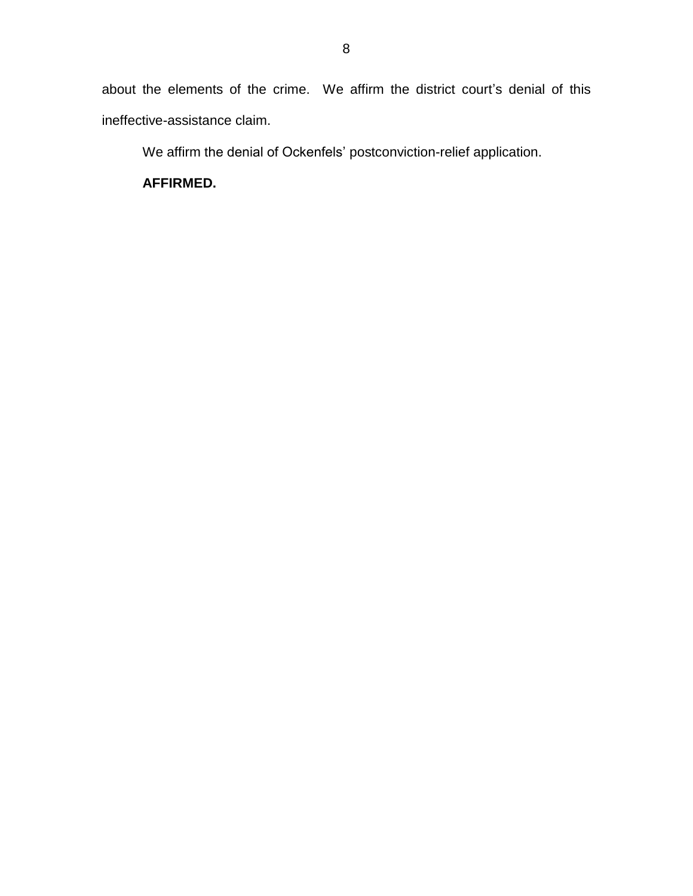about the elements of the crime. We affirm the district court's denial of this ineffective-assistance claim.

We affirm the denial of Ockenfels' postconviction-relief application.

**AFFIRMED.**